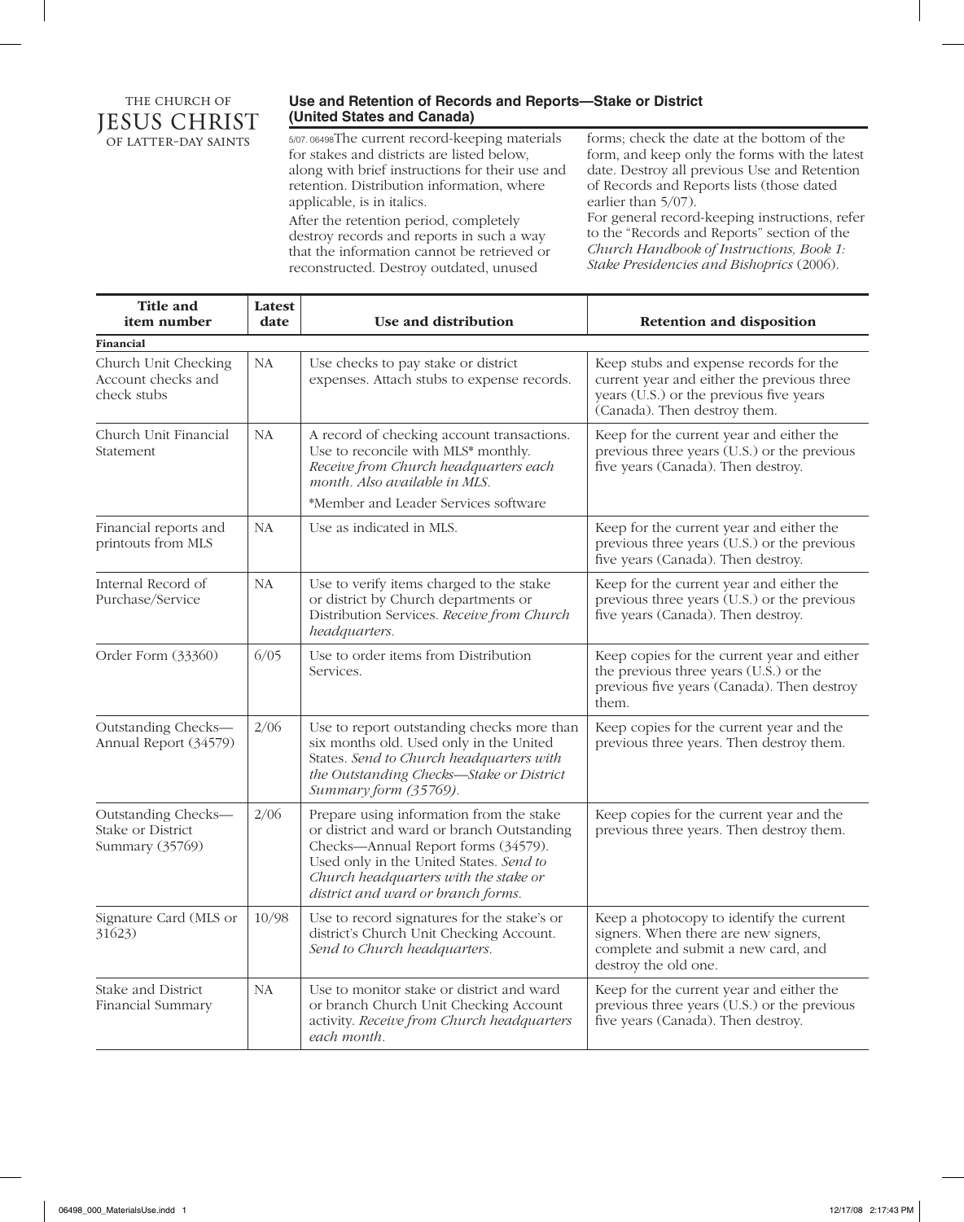THE CHURCH OF
JESUS CHRIST
OF LATTER-DAY SAINTS

# Use and Retention of Records and Reports—Stake or District (United States and Canada)

5/07. 06498 The current record-keeping materials for stakes and districts are listed below, along with brief instructions for their use and retention. Distribution information, where applicable, is in italics.

After the retention period, completely destroy records and reports in such a way that the information cannot be retrieved or reconstructed. Destroy outdated, unused forms; check the date at the bottom of the form, and keep only the forms with the latest date. Destroy all previous Use and Retention of Records and Reports lists (those dated earlier than 5/07).

For general record-keeping instructions, refer to the "Records and Reports" section of the *Church Handbook of Instructions, Book 1: Stake Presidencies and Bishoprics* (2006).

| Title and item number | Latest date | Use and distribution | Retention and disposition |
|---|---|---|---|
| **Financial** | | | |
| Church Unit Checking Account checks and check stubs | NA | Use checks to pay stake or district expenses. Attach stubs to expense records. | Keep stubs and expense records for the current year and either the previous three years (U.S.) or the previous five years (Canada). Then destroy them. |
| Church Unit Financial Statement | NA | A record of checking account transactions. Use to reconcile with MLS* monthly. *Receive from Church headquarters each month. Also available in MLS.* <br> *Member and Leader Services software | Keep for the current year and either the previous three years (U.S.) or the previous five years (Canada). Then destroy. |
| Financial reports and printouts from MLS | NA | Use as indicated in MLS. | Keep for the current year and either the previous three years (U.S.) or the previous five years (Canada). Then destroy. |
| Internal Record of Purchase/Service | NA | Use to verify items charged to the stake or district by Church departments or Distribution Services. *Receive from Church headquarters.* | Keep for the current year and either the previous three years (U.S.) or the previous five years (Canada). Then destroy. |
| Order Form (33360) | 6/05 | Use to order items from Distribution Services. | Keep copies for the current year and either the previous three years (U.S.) or the previous five years (Canada). Then destroy them. |
| Outstanding Checks—Annual Report (34579) | 2/06 | Use to report outstanding checks more than six months old. Used only in the United States. *Send to Church headquarters with the Outstanding Checks—Stake or District Summary form (35769).* | Keep copies for the current year and the previous three years. Then destroy them. |
| Outstanding Checks—Stake or District Summary (35769) | 2/06 | Prepare using information from the stake or district and ward or branch Outstanding Checks—Annual Report forms (34579). Used only in the United States. *Send to Church headquarters with the stake or district and ward or branch forms.* | Keep copies for the current year and the previous three years. Then destroy them. |
| Signature Card (MLS or 31623) | 10/98 | Use to record signatures for the stake's or district's Church Unit Checking Account. *Send to Church headquarters.* | Keep a photocopy to identify the current signers. When there are new signers, complete and submit a new card, and destroy the old one. |
| Stake and District Financial Summary | NA | Use to monitor stake or district and ward or branch Church Unit Checking Account activity. *Receive from Church headquarters each month.* | Keep for the current year and either the previous three years (U.S.) or the previous five years (Canada). Then destroy. |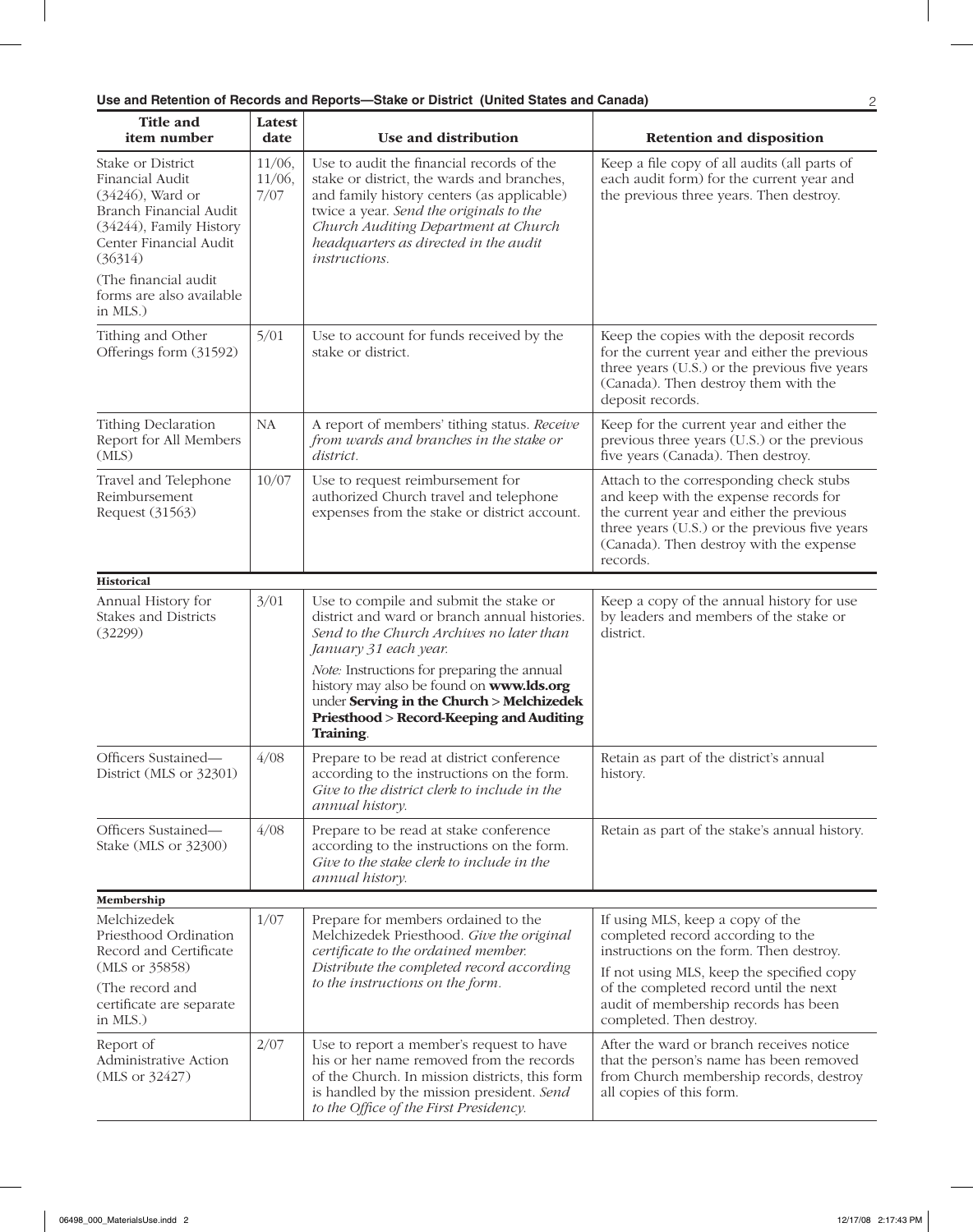**Use and Retention of Records and Reports—Stake or District (United States and Canada)**

| Title and item number | Latest date | Use and distribution | Retention and disposition |
|---|---|---|---|
| Stake or District Financial Audit (34246), Ward or Branch Financial Audit (34244), Family History Center Financial Audit (36314)<br><br>(The financial audit forms are also available in MLS.) | 11/06, 11/06, 7/07 | Use to audit the financial records of the stake or district, the wards and branches, and family history centers (as applicable) twice a year. *Send the originals to the Church Auditing Department at Church headquarters as directed in the audit instructions.* | Keep a file copy of all audits (all parts of each audit form) for the current year and the previous three years. Then destroy. |
| Tithing and Other Offerings form (31592) | 5/01 | Use to account for funds received by the stake or district. | Keep the copies with the deposit records for the current year and either the previous three years (U.S.) or the previous five years (Canada). Then destroy them with the deposit records. |
| Tithing Declaration Report for All Members (MLS) | NA | A report of members' tithing status. *Receive from wards and branches in the stake or district.* | Keep for the current year and either the previous three years (U.S.) or the previous five years (Canada). Then destroy. |
| Travel and Telephone Reimbursement Request (31563) | 10/07 | Use to request reimbursement for authorized Church travel and telephone expenses from the stake or district account. | Attach to the corresponding check stubs and keep with the expense records for the current year and either the previous three years (U.S.) or the previous five years (Canada). Then destroy with the expense records. |
| **Historical** | | | |
| Annual History for Stakes and Districts (32299) | 3/01 | Use to compile and submit the stake or district and ward or branch annual histories. *Send to the Church Archives no later than January 31 each year.*<br><br>*Note:* Instructions for preparing the annual history may also be found on **www.lds.org** under **Serving in the Church** > **Melchizedek Priesthood** > **Record-Keeping and Auditing Training**. | Keep a copy of the annual history for use by leaders and members of the stake or district. |
| Officers Sustained—District (MLS or 32301) | 4/08 | Prepare to be read at district conference according to the instructions on the form. *Give to the district clerk to include in the annual history.* | Retain as part of the district's annual history. |
| Officers Sustained—Stake (MLS or 32300) | 4/08 | Prepare to be read at stake conference according to the instructions on the form. *Give to the stake clerk to include in the annual history.* | Retain as part of the stake's annual history. |
| **Membership** | | | |
| Melchizedek Priesthood Ordination Record and Certificate (MLS or 35858)<br><br>(The record and certificate are separate in MLS.) | 1/07 | Prepare for members ordained to the Melchizedek Priesthood. *Give the original certificate to the ordained member. Distribute the completed record according to the instructions on the form.* | If using MLS, keep a copy of the completed record according to the instructions on the form. Then destroy.<br><br>If not using MLS, keep the specified copy of the completed record until the next audit of membership records has been completed. Then destroy. |
| Report of Administrative Action (MLS or 32427) | 2/07 | Use to report a member's request to have his or her name removed from the records of the Church. In mission districts, this form is handled by the mission president. *Send to the Office of the First Presidency.* | After the ward or branch receives notice that the person's name has been removed from Church membership records, destroy all copies of this form. |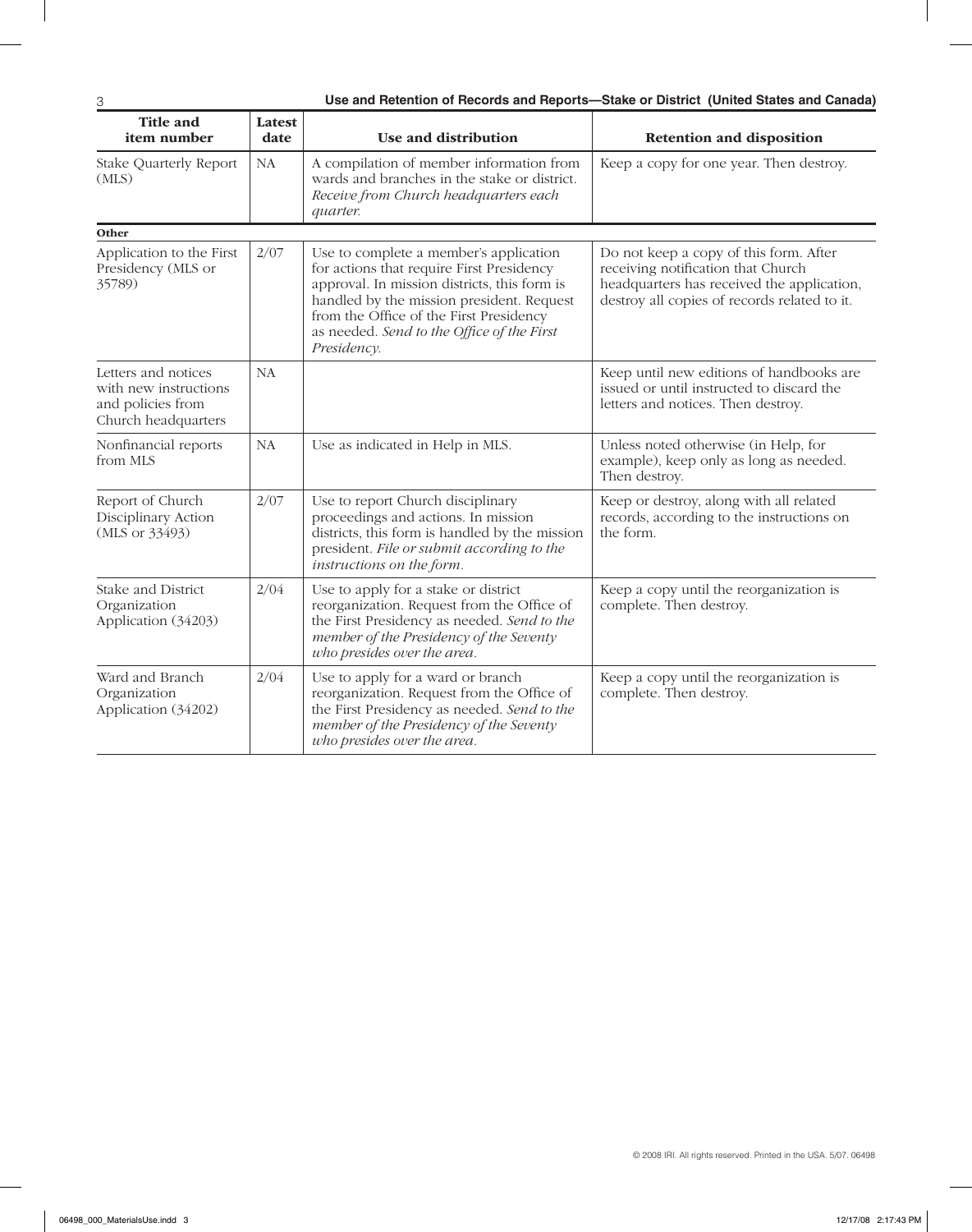| Title and item number | Latest date | Use and distribution | Retention and disposition |
|---|---|---|---|
| Stake Quarterly Report (MLS) | NA | A compilation of member information from wards and branches in the stake or district. *Receive from Church headquarters each quarter.* | Keep a copy for one year. Then destroy. |
| **Other** | | | |
| Application to the First Presidency (MLS or 35789) | 2/07 | Use to complete a member's application for actions that require First Presidency approval. In mission districts, this form is handled by the mission president. Request from the Office of the First Presidency as needed. *Send to the Office of the First Presidency.* | Do not keep a copy of this form. After receiving notification that Church headquarters has received the application, destroy all copies of records related to it. |
| Letters and notices with new instructions and policies from Church headquarters | NA | | Keep until new editions of handbooks are issued or until instructed to discard the letters and notices. Then destroy. |
| Nonfinancial reports from MLS | NA | Use as indicated in Help in MLS. | Unless noted otherwise (in Help, for example), keep only as long as needed. Then destroy. |
| Report of Church Disciplinary Action (MLS or 33493) | 2/07 | Use to report Church disciplinary proceedings and actions. In mission districts, this form is handled by the mission president. *File or submit according to the instructions on the form.* | Keep or destroy, along with all related records, according to the instructions on the form. |
| Stake and District Organization Application (34203) | 2/04 | Use to apply for a stake or district reorganization. Request from the Office of the First Presidency as needed. *Send to the member of the Presidency of the Seventy who presides over the area.* | Keep a copy until the reorganization is complete. Then destroy. |
| Ward and Branch Organization Application (34202) | 2/04 | Use to apply for a ward or branch reorganization. Request from the Office of the First Presidency as needed. *Send to the member of the Presidency of the Seventy who presides over the area.* | Keep a copy until the reorganization is complete. Then destroy. |

© 2008 IRI. All rights reserved. Printed in the USA. 5/07. 06498